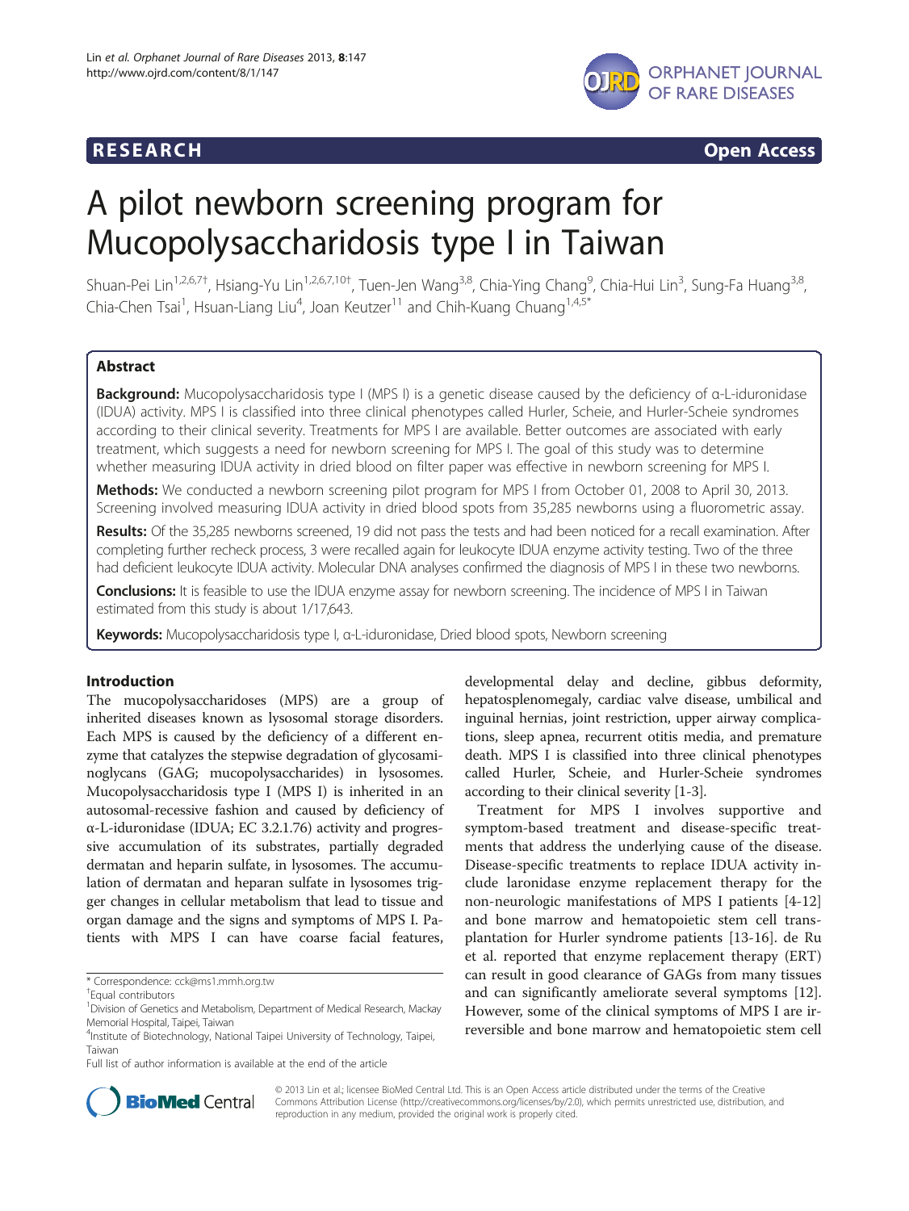**RESEARCH** **Open Access**

# A pilot newborn screening program for Mucopolysaccharidosis type I in Taiwan

Shuan-Pei Lin[1,2,6,7†], Hsiang-Yu Lin[1,2,6,7,10†], Tuen-Jen Wang[3,8], Chia-Ying Chang[9], Chia-Hui Lin[3], Sung-Fa Huang[3,8], Chia-Chen Tsai[1], Hsuan-Liang Liu[4], Joan Keutzer[11] and Chih-Kuang Chuang[1,4,5*]

## Abstract

**Background:** Mucopolysaccharidosis type I (MPS I) is a genetic disease caused by the deficiency of α-L-iduronidase (IDUA) activity. MPS I is classified into three clinical phenotypes called Hurler, Scheie, and Hurler-Scheie syndromes according to their clinical severity. Treatments for MPS I are available. Better outcomes are associated with early treatment, which suggests a need for newborn screening for MPS I. The goal of this study was to determine whether measuring IDUA activity in dried blood on filter paper was effective in newborn screening for MPS I.

**Methods:** We conducted a newborn screening pilot program for MPS I from October 01, 2008 to April 30, 2013. Screening involved measuring IDUA activity in dried blood spots from 35,285 newborns using a fluorometric assay.

**Results:** Of the 35,285 newborns screened, 19 did not pass the tests and had been noticed for a recall examination. After completing further recheck process, 3 were recalled again for leukocyte IDUA enzyme activity testing. Two of the three had deficient leukocyte IDUA activity. Molecular DNA analyses confirmed the diagnosis of MPS I in these two newborns.

**Conclusions:** It is feasible to use the IDUA enzyme assay for newborn screening. The incidence of MPS I in Taiwan estimated from this study is about 1/17,643.

**Keywords:** Mucopolysaccharidosis type I, α-L-iduronidase, Dried blood spots, Newborn screening

## Introduction

The mucopolysaccharidoses (MPS) are a group of inherited diseases known as lysosomal storage disorders. Each MPS is caused by the deficiency of a different enzyme that catalyzes the stepwise degradation of glycosaminoglycans (GAG; mucopolysaccharides) in lysosomes. Mucopolysaccharidosis type I (MPS I) is inherited in an autosomal-recessive fashion and caused by deficiency of α-L-iduronidase (IDUA; EC 3.2.1.76) activity and progressive accumulation of its substrates, partially degraded dermatan and heparin sulfate, in lysosomes. The accumulation of dermatan and heparan sulfate in lysosomes trigger changes in cellular metabolism that lead to tissue and organ damage and the signs and symptoms of MPS I. Patients with MPS I can have coarse facial features, developmental delay and decline, gibbus deformity, hepatosplenomegaly, cardiac valve disease, umbilical and inguinal hernias, joint restriction, upper airway complications, sleep apnea, recurrent otitis media, and premature death. MPS I is classified into three clinical phenotypes called Hurler, Scheie, and Hurler-Scheie syndromes according to their clinical severity [1-3].

Treatment for MPS I involves supportive and symptom-based treatment and disease-specific treatments that address the underlying cause of the disease. Disease-specific treatments to replace IDUA activity include laronidase enzyme replacement therapy for the non-neurologic manifestations of MPS I patients [4-12] and bone marrow and hematopoietic stem cell transplantation for Hurler syndrome patients [13-16]. de Ru et al. reported that enzyme replacement therapy (ERT) can result in good clearance of GAGs from many tissues and can significantly ameliorate several symptoms [12]. However, some of the clinical symptoms of MPS I are irreversible and bone marrow and hematopoietic stem cell

\* Correspondence: cck@ms1.mmh.org.tw
†Equal contributors
[1]Division of Genetics and Metabolism, Department of Medical Research, Mackay Memorial Hospital, Taipei, Taiwan
[4]Institute of Biotechnology, National Taipei University of Technology, Taipei, Taiwan
Full list of author information is available at the end of the article

© 2013 Lin et al.; licensee BioMed Central Ltd. This is an Open Access article distributed under the terms of the Creative Commons Attribution License (http://creativecommons.org/licenses/by/2.0), which permits unrestricted use, distribution, and reproduction in any medium, provided the original work is properly cited.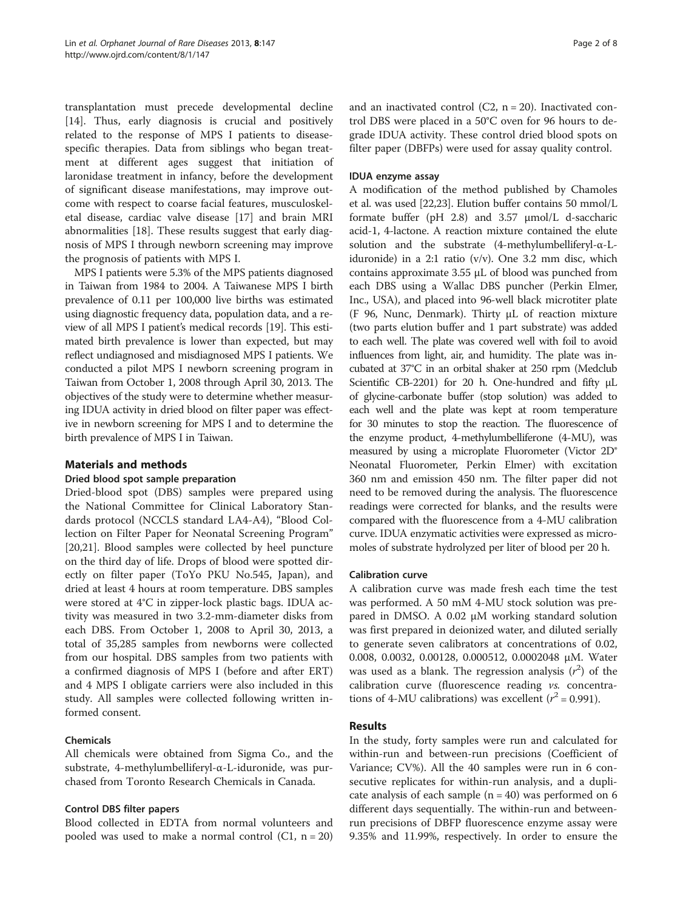transplantation must precede developmental decline [14]. Thus, early diagnosis is crucial and positively related to the response of MPS I patients to disease-specific therapies. Data from siblings who began treatment at different ages suggest that initiation of laronidase treatment in infancy, before the development of significant disease manifestations, may improve outcome with respect to coarse facial features, musculoskeletal disease, cardiac valve disease [17] and brain MRI abnormalities [18]. These results suggest that early diagnosis of MPS I through newborn screening may improve the prognosis of patients with MPS I.

MPS I patients were 5.3% of the MPS patients diagnosed in Taiwan from 1984 to 2004. A Taiwanese MPS I birth prevalence of 0.11 per 100,000 live births was estimated using diagnostic frequency data, population data, and a review of all MPS I patient's medical records [19]. This estimated birth prevalence is lower than expected, but may reflect undiagnosed and misdiagnosed MPS I patients. We conducted a pilot MPS I newborn screening program in Taiwan from October 1, 2008 through April 30, 2013. The objectives of the study were to determine whether measuring IDUA activity in dried blood on filter paper was effective in newborn screening for MPS I and to determine the birth prevalence of MPS I in Taiwan.

## Materials and methods

### Dried blood spot sample preparation

Dried-blood spot (DBS) samples were prepared using the National Committee for Clinical Laboratory Standards protocol (NCCLS standard LA4-A4), "Blood Collection on Filter Paper for Neonatal Screening Program" [20,21]. Blood samples were collected by heel puncture on the third day of life. Drops of blood were spotted directly on filter paper (ToYo PKU No.545, Japan), and dried at least 4 hours at room temperature. DBS samples were stored at 4°C in zipper-lock plastic bags. IDUA activity was measured in two 3.2-mm-diameter disks from each DBS. From October 1, 2008 to April 30, 2013, a total of 35,285 samples from newborns were collected from our hospital. DBS samples from two patients with a confirmed diagnosis of MPS I (before and after ERT) and 4 MPS I obligate carriers were also included in this study. All samples were collected following written informed consent.

### Chemicals

All chemicals were obtained from Sigma Co., and the substrate, 4-methylumbelliferyl-α-L-iduronide, was purchased from Toronto Research Chemicals in Canada.

### Control DBS filter papers

Blood collected in EDTA from normal volunteers and pooled was used to make a normal control (C1, n = 20) and an inactivated control (C2, n = 20). Inactivated control DBS were placed in a 50°C oven for 96 hours to degrade IDUA activity. These control dried blood spots on filter paper (DBFPs) were used for assay quality control.

### IDUA enzyme assay

A modification of the method published by Chamoles et al. was used [22,23]. Elution buffer contains 50 mmol/L formate buffer (pH 2.8) and 3.57 μmol/L d-saccharic acid-1, 4-lactone. A reaction mixture contained the elute solution and the substrate (4-methylumbelliferyl-α-L-iduronide) in a 2:1 ratio (v/v). One 3.2 mm disc, which contains approximate 3.55 μL of blood was punched from each DBS using a Wallac DBS puncher (Perkin Elmer, Inc., USA), and placed into 96-well black microtiter plate (F 96, Nunc, Denmark). Thirty μL of reaction mixture (two parts elution buffer and 1 part substrate) was added to each well. The plate was covered well with foil to avoid influences from light, air, and humidity. The plate was incubated at 37°C in an orbital shaker at 250 rpm (Medclub Scientific CB-2201) for 20 h. One-hundred and fifty μL of glycine-carbonate buffer (stop solution) was added to each well and the plate was kept at room temperature for 30 minutes to stop the reaction. The fluorescence of the enzyme product, 4-methylumbelliferone (4-MU), was measured by using a microplate Fluorometer (Victor 2D® Neonatal Fluorometer, Perkin Elmer) with excitation 360 nm and emission 450 nm. The filter paper did not need to be removed during the analysis. The fluorescence readings were corrected for blanks, and the results were compared with the fluorescence from a 4-MU calibration curve. IDUA enzymatic activities were expressed as micromoles of substrate hydrolyzed per liter of blood per 20 h.

### Calibration curve

A calibration curve was made fresh each time the test was performed. A 50 mM 4-MU stock solution was prepared in DMSO. A 0.02 μM working standard solution was first prepared in deionized water, and diluted serially to generate seven calibrators at concentrations of 0.02, 0.008, 0.0032, 0.00128, 0.000512, 0.0002048 μM. Water was used as a blank. The regression analysis ($r^2$) of the calibration curve (fluorescence reading *vs.* concentrations of 4-MU calibrations) was excellent ($r^2 = 0.991$).

## Results

In the study, forty samples were run and calculated for within-run and between-run precisions (Coefficient of Variance; CV%). All the 40 samples were run in 6 consecutive replicates for within-run analysis, and a duplicate analysis of each sample (n = 40) was performed on 6 different days sequentially. The within-run and between-run precisions of DBFP fluorescence enzyme assay were 9.35% and 11.99%, respectively. In order to ensure the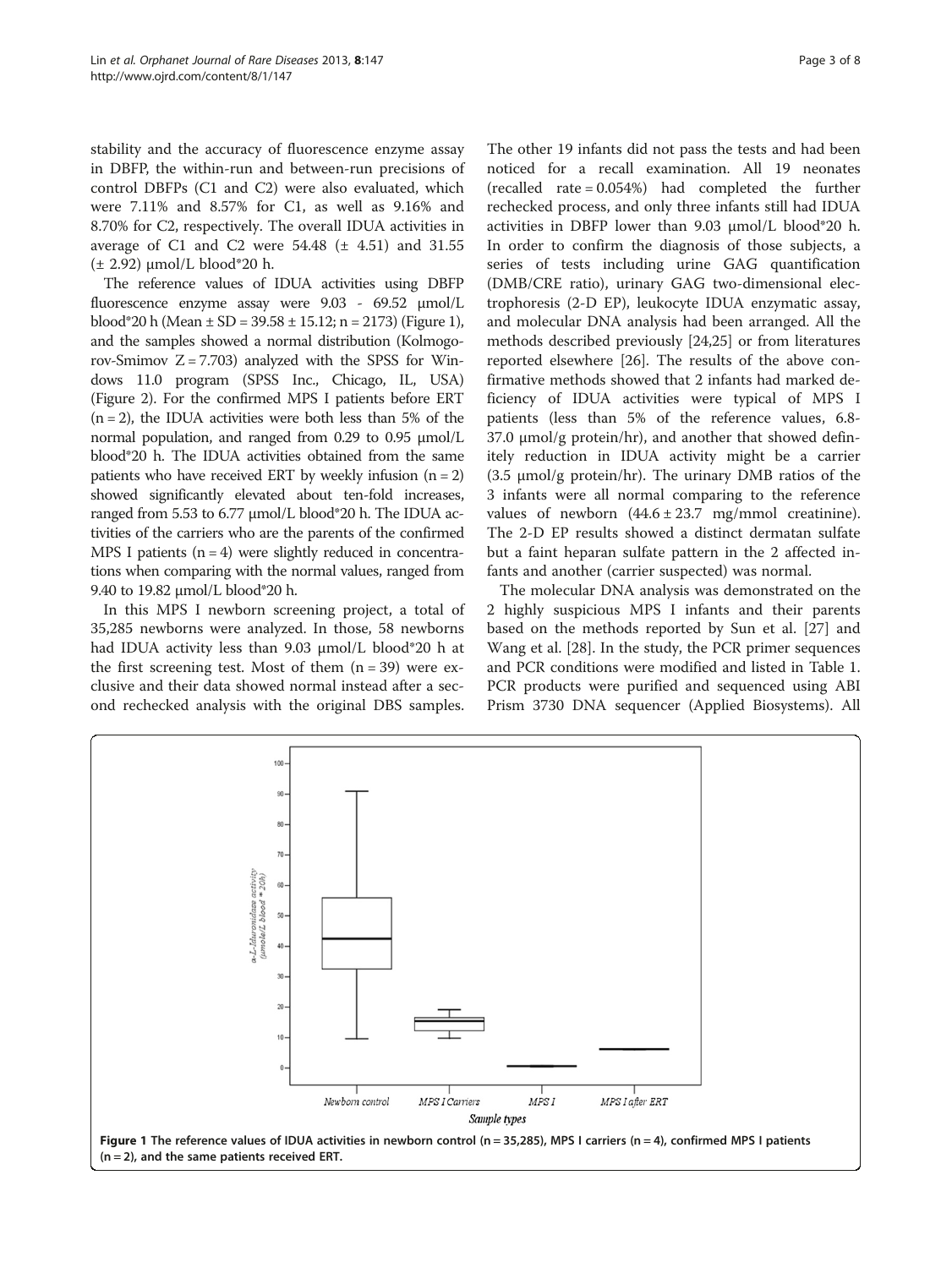stability and the accuracy of fluorescence enzyme assay in DBFP, the within-run and between-run precisions of control DBFPs (C1 and C2) were also evaluated, which were 7.11% and 8.57% for C1, as well as 9.16% and 8.70% for C2, respectively. The overall IDUA activities in average of C1 and C2 were 54.48 (± 4.51) and 31.55 (± 2.92) μmol/L blood*20 h.

The reference values of IDUA activities using DBFP fluorescence enzyme assay were 9.03 - 69.52 μmol/L blood*20 h (Mean ± SD = 39.58 ± 15.12; n = 2173) (Figure 1), and the samples showed a normal distribution (Kolmogorov-Smimov Z = 7.703) analyzed with the SPSS for Windows 11.0 program (SPSS Inc., Chicago, IL, USA) (Figure 2). For the confirmed MPS I patients before ERT (n = 2), the IDUA activities were both less than 5% of the normal population, and ranged from 0.29 to 0.95 μmol/L blood*20 h. The IDUA activities obtained from the same patients who have received ERT by weekly infusion (n = 2) showed significantly elevated about ten-fold increases, ranged from 5.53 to 6.77 μmol/L blood*20 h. The IDUA activities of the carriers who are the parents of the confirmed MPS I patients (n = 4) were slightly reduced in concentrations when comparing with the normal values, ranged from 9.40 to 19.82 μmol/L blood*20 h.

In this MPS I newborn screening project, a total of 35,285 newborns were analyzed. In those, 58 newborns had IDUA activity less than 9.03 μmol/L blood*20 h at the first screening test. Most of them (n = 39) were exclusive and their data showed normal instead after a second rechecked analysis with the original DBS samples. The other 19 infants did not pass the tests and had been noticed for a recall examination. All 19 neonates (recalled rate = 0.054%) had completed the further rechecked process, and only three infants still had IDUA activities in DBFP lower than 9.03 μmol/L blood*20 h. In order to confirm the diagnosis of those subjects, a series of tests including urine GAG quantification (DMB/CRE ratio), urinary GAG two-dimensional electrophoresis (2-D EP), leukocyte IDUA enzymatic assay, and molecular DNA analysis had been arranged. All the methods described previously [24,25] or from literatures reported elsewhere [26]. The results of the above confirmative methods showed that 2 infants had marked deficiency of IDUA activities were typical of MPS I patients (less than 5% of the reference values, 6.8-37.0 μmol/g protein/hr), and another that showed definitely reduction in IDUA activity might be a carrier (3.5 μmol/g protein/hr). The urinary DMB ratios of the 3 infants were all normal comparing to the reference values of newborn (44.6 ± 23.7 mg/mmol creatinine). The 2-D EP results showed a distinct dermatan sulfate but a faint heparan sulfate pattern in the 2 affected infants and another (carrier suspected) was normal.

The molecular DNA analysis was demonstrated on the 2 highly suspicious MPS I infants and their parents based on the methods reported by Sun et al. [27] and Wang et al. [28]. In the study, the PCR primer sequences and PCR conditions were modified and listed in Table 1. PCR products were purified and sequenced using ABI Prism 3730 DNA sequencer (Applied Biosystems). All

**Figure 1 The reference values of IDUA activities in newborn control (n = 35,285), MPS I carriers (n = 4), confirmed MPS I patients (n = 2), and the same patients received ERT.**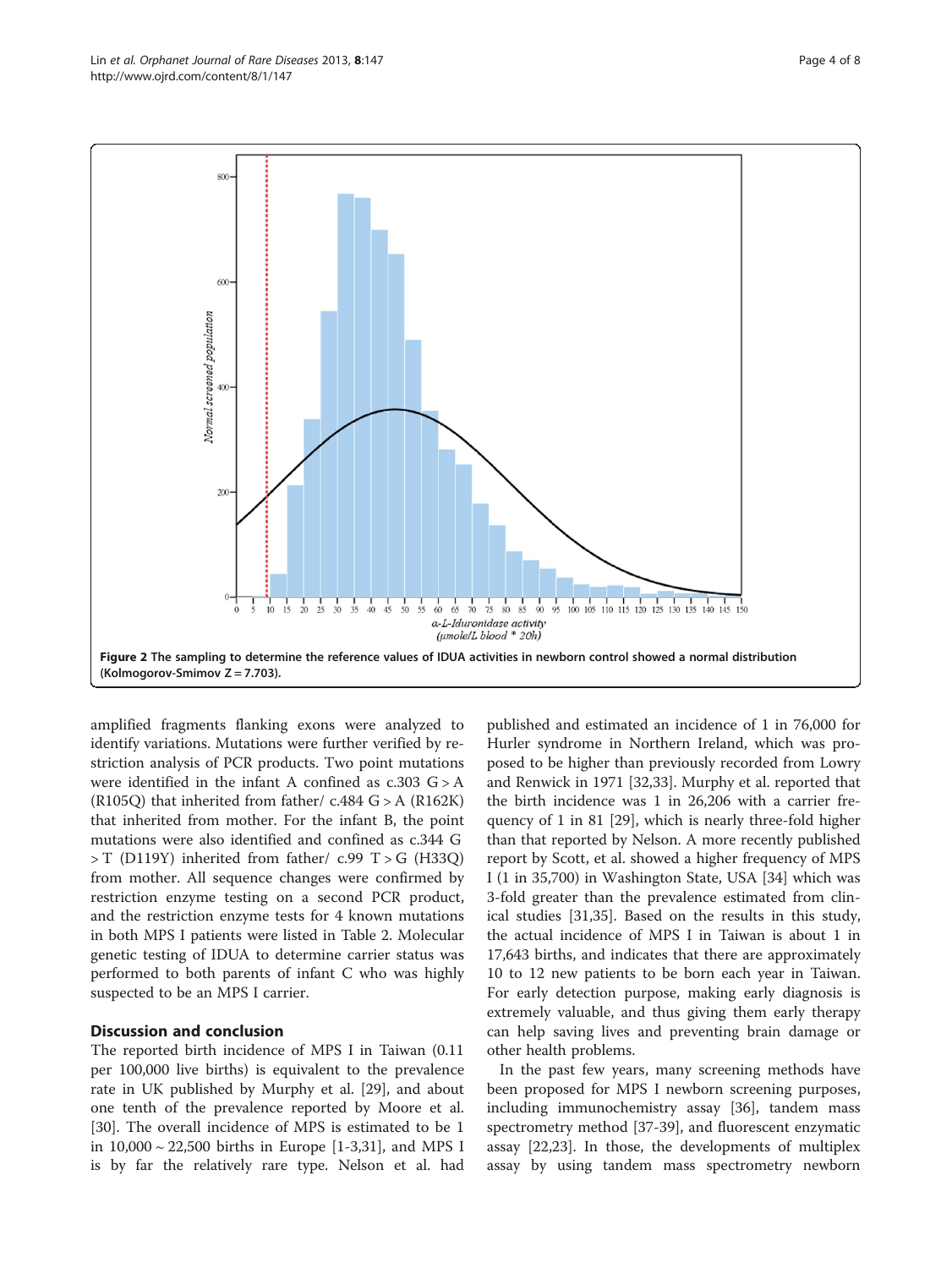Figure 2 The sampling to determine the reference values of IDUA activities in newborn control showed a normal distribution (Kolmogorov-Smimov Z = 7.703).

amplified fragments flanking exons were analyzed to identify variations. Mutations were further verified by restriction analysis of PCR products. Two point mutations were identified in the infant A confined as c.303 G > A (R105Q) that inherited from father/ c.484 G > A (R162K) that inherited from mother. For the infant B, the point mutations were also identified and confined as c.344 G > T (D119Y) inherited from father/ c.99 T > G (H33Q) from mother. All sequence changes were confirmed by restriction enzyme testing on a second PCR product, and the restriction enzyme tests for 4 known mutations in both MPS I patients were listed in Table 2. Molecular genetic testing of IDUA to determine carrier status was performed to both parents of infant C who was highly suspected to be an MPS I carrier.

## Discussion and conclusion

The reported birth incidence of MPS I in Taiwan (0.11 per 100,000 live births) is equivalent to the prevalence rate in UK published by Murphy et al. [29], and about one tenth of the prevalence reported by Moore et al. [30]. The overall incidence of MPS is estimated to be 1 in 10,000 ~ 22,500 births in Europe [1-3,31], and MPS I is by far the relatively rare type. Nelson et al. had published and estimated an incidence of 1 in 76,000 for Hurler syndrome in Northern Ireland, which was proposed to be higher than previously recorded from Lowry and Renwick in 1971 [32,33]. Murphy et al. reported that the birth incidence was 1 in 26,206 with a carrier frequency of 1 in 81 [29], which is nearly three-fold higher than that reported by Nelson. A more recently published report by Scott, et al. showed a higher frequency of MPS I (1 in 35,700) in Washington State, USA [34] which was 3-fold greater than the prevalence estimated from clinical studies [31,35]. Based on the results in this study, the actual incidence of MPS I in Taiwan is about 1 in 17,643 births, and indicates that there are approximately 10 to 12 new patients to be born each year in Taiwan. For early detection purpose, making early diagnosis is extremely valuable, and thus giving them early therapy can help saving lives and preventing brain damage or other health problems.

In the past few years, many screening methods have been proposed for MPS I newborn screening purposes, including immunochemistry assay [36], tandem mass spectrometry method [37-39], and fluorescent enzymatic assay [22,23]. In those, the developments of multiplex assay by using tandem mass spectrometry newborn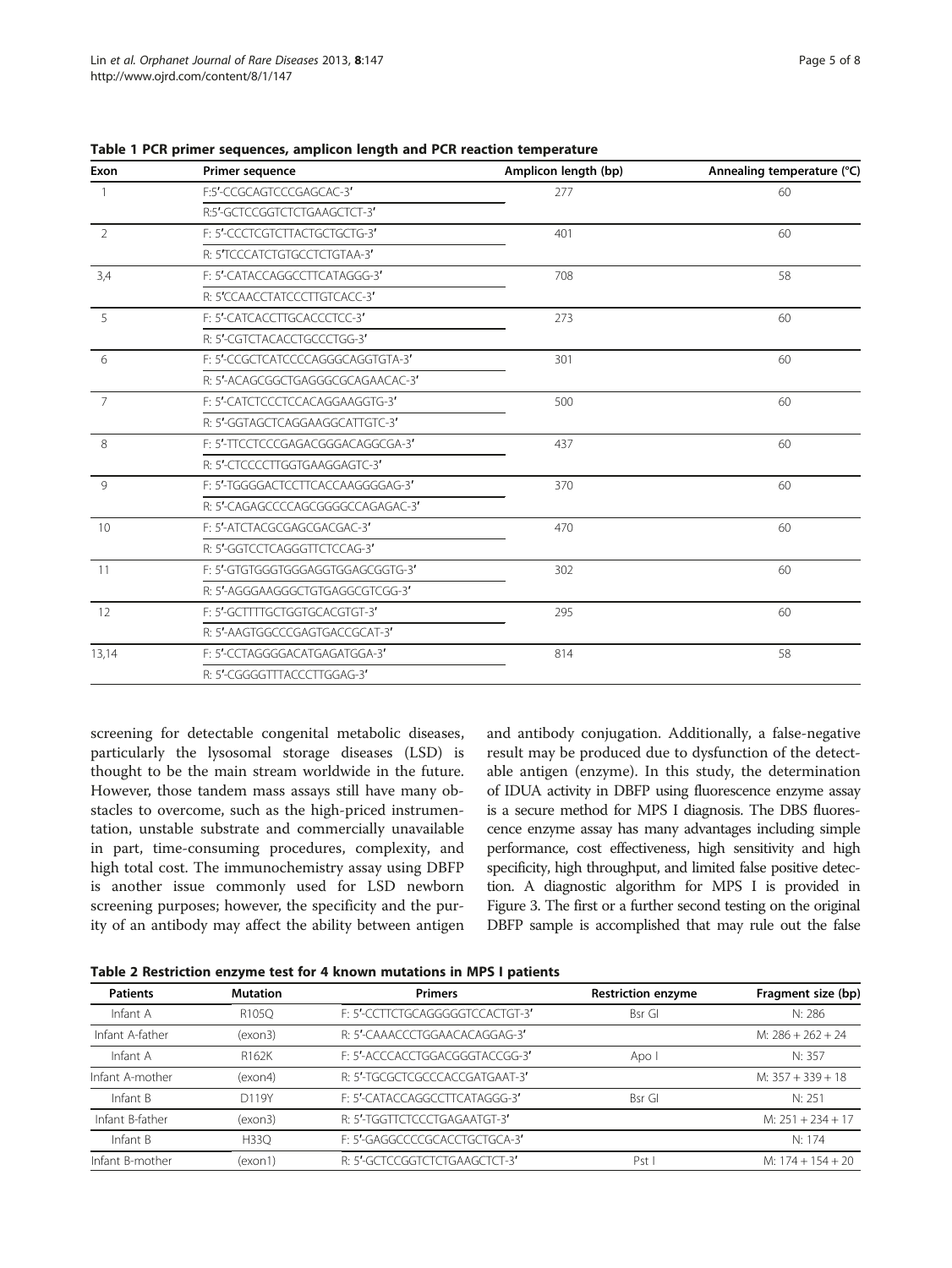**Table 1 PCR primer sequences, amplicon length and PCR reaction temperature**

| Exon | Primer sequence | Amplicon length (bp) | Annealing temperature (°C) |
|---|---|---|---|
| 1 | F:5′-CCGCAGTCCCGAGCAC-3′ | 277 | 60 |
| | R:5′-GCTCCGGTCTCTGAAGCTCT-3′ | | |
| 2 | F: 5′-CCCTCGTCTTACTGCTGCTG-3′ | 401 | 60 |
| | R: 5′TCCCATCTGTGCCTCTGTAA-3′ | | |
| 3,4 | F: 5′-CATACCAGGCCTTCATAGGG-3′ | 708 | 58 |
| | R: 5′CCAACCTATCCCTTGTCACC-3′ | | |
| 5 | F: 5′-CATCACCTTGCACCCTCC-3′ | 273 | 60 |
| | R: 5′-CGTCTACACCTGCCCTGG-3′ | | |
| 6 | F: 5′-CCGCTCATCCCCAGGGCAGGTGTA-3′ | 301 | 60 |
| | R: 5′-ACAGCGGCTGAGGGCGCAGAACAC-3′ | | |
| 7 | F: 5′-CATCTCCCTCCACAGGAAGGTG-3′ | 500 | 60 |
| | R: 5′-GGTAGCTCAGGAAGGCATTGTC-3′ | | |
| 8 | F: 5′-TTCCTCCCGAGACGGGACAGGCGA-3′ | 437 | 60 |
| | R: 5′-CTCCCCTTGGTGAAGGAGTC-3′ | | |
| 9 | F: 5′-TGGGGACTCCTTCACCAAGGGGAG-3′ | 370 | 60 |
| | R: 5′-CAGAGCCCCAGCGGGGCCAGAGAC-3′ | | |
| 10 | F: 5′-ATCTACGCGAGCGACGAC-3′ | 470 | 60 |
| | R: 5′-GGTCCTCAGGGTTCTCCAG-3′ | | |
| 11 | F: 5′-GTGTGGGTGGGAGGTGGAGCGGTG-3′ | 302 | 60 |
| | R: 5′-AGGGAAGGGCTGTGAGGCGTCGG-3′ | | |
| 12 | F: 5′-GCTTTTGCTGGTGCACGTGT-3′ | 295 | 60 |
| | R: 5′-AAGTGGCCCGAGTGACCGCAT-3′ | | |
| 13,14 | F: 5′-CCTAGGGGACATGAGATGGA-3′ | 814 | 58 |
| | R: 5′-CGGGGTTTACCCTTGGAG-3′ | | |

screening for detectable congenital metabolic diseases, particularly the lysosomal storage diseases (LSD) is thought to be the main stream worldwide in the future. However, those tandem mass assays still have many obstacles to overcome, such as the high-priced instrumentation, unstable substrate and commercially unavailable in part, time-consuming procedures, complexity, and high total cost. The immunochemistry assay using DBFP is another issue commonly used for LSD newborn screening purposes; however, the specificity and the purity of an antibody may affect the ability between antigen and antibody conjugation. Additionally, a false-negative result may be produced due to dysfunction of the detectable antigen (enzyme). In this study, the determination of IDUA activity in DBFP using fluorescence enzyme assay is a secure method for MPS I diagnosis. The DBS fluorescence enzyme assay has many advantages including simple performance, cost effectiveness, high sensitivity and high specificity, high throughput, and limited false positive detection. A diagnostic algorithm for MPS I is provided in Figure 3. The first or a further second testing on the original DBFP sample is accomplished that may rule out the false

**Table 2 Restriction enzyme test for 4 known mutations in MPS I patients**

| Patients | Mutation | Primers | Restriction enzyme | Fragment size (bp) |
|---|---|---|---|---|
| Infant A | R105Q | F: 5′-CCTTCTGCAGGGGGTCCACTGT-3′ | Bsr GI | N: 286 |
| Infant A-father | (exon3) | R: 5′-CAAACCCTGGAACACAGGAG-3′ | | M: 286 + 262 + 24 |
| Infant A | R162K | F: 5′-ACCCACCTGGACGGGTACCGG-3′ | Apo I | N: 357 |
| Infant A-mother | (exon4) | R: 5′-TGCGCTCGCCCACCGATGAAT-3′ | | M: 357 + 339 + 18 |
| Infant B | D119Y | F: 5′-CATACCAGGCCTTCATAGGG-3′ | Bsr GI | N: 251 |
| Infant B-father | (exon3) | R: 5′-TGGTTCTCCCTGAGAATGT-3′ | | M: 251 + 234 + 17 |
| Infant B | H33Q | F: 5′-GAGGCCCCGCACCTGCTGCA-3′ | | N: 174 |
| Infant B-mother | (exon1) | R: 5′-GCTCCGGTCTCTGAAGCTCT-3′ | Pst I | M: 174 + 154 + 20 |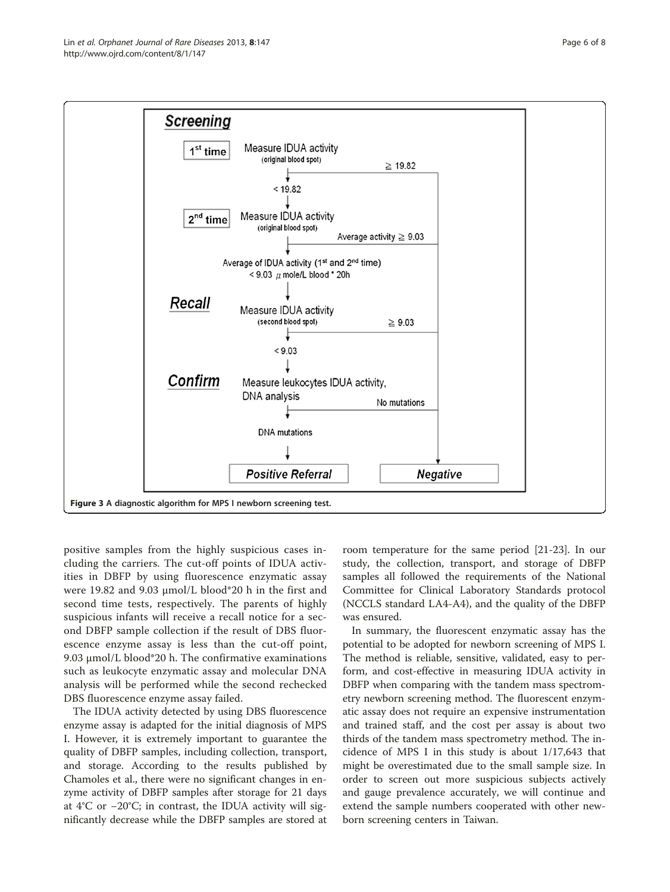Figure 3 A diagnostic algorithm for MPS I newborn screening test.

positive samples from the highly suspicious cases including the carriers. The cut-off points of IDUA activities in DBFP by using fluorescence enzymatic assay were 19.82 and 9.03 μmol/L blood*20 h in the first and second time tests, respectively. The parents of highly suspicious infants will receive a recall notice for a second DBFP sample collection if the result of DBS fluorescence enzyme assay is less than the cut-off point, 9.03 μmol/L blood*20 h. The confirmative examinations such as leukocyte enzymatic assay and molecular DNA analysis will be performed while the second rechecked DBS fluorescence enzyme assay failed.

The IDUA activity detected by using DBS fluorescence enzyme assay is adapted for the initial diagnosis of MPS I. However, it is extremely important to guarantee the quality of DBFP samples, including collection, transport, and storage. According to the results published by Chamoles et al., there were no significant changes in enzyme activity of DBFP samples after storage for 21 days at 4°C or −20°C; in contrast, the IDUA activity will significantly decrease while the DBFP samples are stored at room temperature for the same period [21-23]. In our study, the collection, transport, and storage of DBFP samples all followed the requirements of the National Committee for Clinical Laboratory Standards protocol (NCCLS standard LA4-A4), and the quality of the DBFP was ensured.

In summary, the fluorescent enzymatic assay has the potential to be adopted for newborn screening of MPS I. The method is reliable, sensitive, validated, easy to perform, and cost-effective in measuring IDUA activity in DBFP when comparing with the tandem mass spectrometry newborn screening method. The fluorescent enzymatic assay does not require an expensive instrumentation and trained staff, and the cost per assay is about two thirds of the tandem mass spectrometry method. The incidence of MPS I in this study is about 1/17,643 that might be overestimated due to the small sample size. In order to screen out more suspicious subjects actively and gauge prevalence accurately, we will continue and extend the sample numbers cooperated with other newborn screening centers in Taiwan.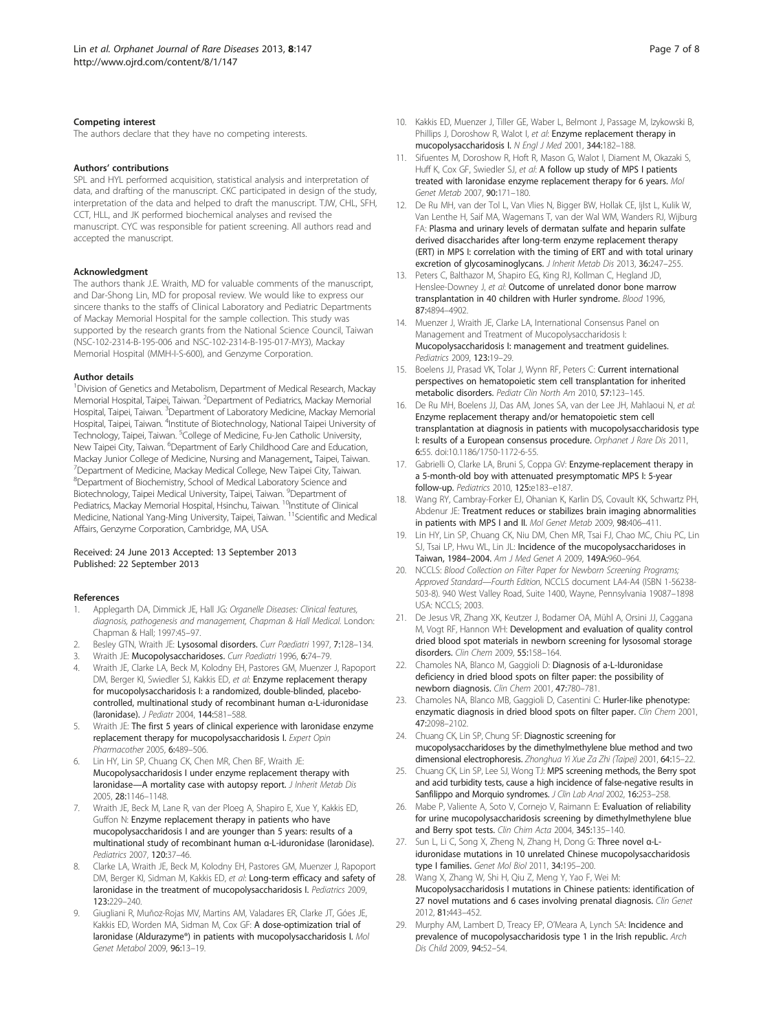#### Competing interest

The authors declare that they have no competing interests.

#### Authors' contributions

SPL and HYL performed acquisition, statistical analysis and interpretation of data, and drafting of the manuscript. CKC participated in design of the study, interpretation of the data and helped to draft the manuscript. TJW, CHL, SFH, CCT, HLL, and JK performed biochemical analyses and revised the manuscript. CYC was responsible for patient screening. All authors read and accepted the manuscript.

#### Acknowledgment

The authors thank J.E. Wraith, MD for valuable comments of the manuscript, and Dar-Shong Lin, MD for proposal review. We would like to express our sincere thanks to the staffs of Clinical Laboratory and Pediatric Departments of Mackay Memorial Hospital for the sample collection. This study was supported by the research grants from the National Science Council, Taiwan (NSC-102-2314-B-195-006 and NSC-102-2314-B-195-017-MY3), Mackay Memorial Hospital (MMH-I-S-600), and Genzyme Corporation.

#### Author details

[1]Division of Genetics and Metabolism, Department of Medical Research, Mackay Memorial Hospital, Taipei, Taiwan. [2]Department of Pediatrics, Mackay Memorial Hospital, Taipei, Taiwan. [3]Department of Laboratory Medicine, Mackay Memorial Hospital, Taipei, Taiwan. [4]Institute of Biotechnology, National Taipei University of Technology, Taipei, Taiwan. [5]College of Medicine, Fu-Jen Catholic University, New Taipei City, Taiwan. [6]Department of Early Childhood Care and Education, Mackay Junior College of Medicine, Nursing and Management,, Taipei, Taiwan. [7]Department of Medicine, Mackay Medical College, New Taipei City, Taiwan. [8]Department of Biochemistry, School of Medical Laboratory Science and Biotechnology, Taipei Medical University, Taipei, Taiwan. [9]Department of Pediatrics, Mackay Memorial Hospital, Hsinchu, Taiwan. [10]Institute of Clinical Medicine, National Yang-Ming University, Taipei, Taiwan. [11]Scientific and Medical Affairs, Genzyme Corporation, Cambridge, MA, USA.

Received: 24 June 2013 Accepted: 13 September 2013
Published: 22 September 2013

#### References

1. Applegarth DA, Dimmick JE, Hall JG: *Organelle Diseases: Clinical features, diagnosis, pathogenesis and management, Chapman & Hall Medical.* London: Chapman & Hall; 1997:45–97.
2. Besley GTN, Wraith JE: **Lysosomal disorders.** *Curr Paediatri* 1997, **7:**128–134.
3. Wraith JE: **Mucopolysaccharidoses.** *Curr Paediatri* 1996, **6:**74–79.
4. Wraith JE, Clarke LA, Beck M, Kolodny EH, Pastores GM, Muenzer J, Rapoport DM, Berger KI, Swiedler SJ, Kakkis ED, *et al*: **Enzyme replacement therapy for mucopolysaccharidosis I: a randomized, double-blinded, placebo-controlled, multinational study of recombinant human α-L-iduronidase (laronidase).** *J Pediatr* 2004, **144:**581–588.
5. Wraith JE: **The first 5 years of clinical experience with laronidase enzyme replacement therapy for mucopolysaccharidosis I.** *Expert Opin Pharmacother* 2005, **6:**489–506.
6. Lin HY, Lin SP, Chuang CK, Chen MR, Chen BF, Wraith JE: **Mucopolysaccharidosis I under enzyme replacement therapy with laronidase—A mortality case with autopsy report.** *J Inherit Metab Dis* 2005, **28:**1146–1148.
7. Wraith JE, Beck M, Lane R, van der Ploeg A, Shapiro E, Xue Y, Kakkis ED, Guffon N: **Enzyme replacement therapy in patients who have mucopolysaccharidosis I and are younger than 5 years: results of a multinational study of recombinant human α-L-iduronidase (laronidase).** *Pediatrics* 2007, **120:**37–46.
8. Clarke LA, Wraith JE, Beck M, Kolodny EH, Pastores GM, Muenzer J, Rapoport DM, Berger KI, Sidman M, Kakkis ED, *et al*: **Long-term efficacy and safety of laronidase in the treatment of mucopolysaccharidosis I.** *Pediatrics* 2009, **123:**229–240.
9. Giugliani R, Muñoz-Rojas MV, Martins AM, Valadares ER, Clarke JT, Góes JE, Kakkis ED, Worden MA, Sidman M, Cox GF: **A dose-optimization trial of laronidase (Aldurazyme®) in patients with mucopolysaccharidosis I.** *Mol Genet Metabol* 2009, **96:**13–19.
10. Kakkis ED, Muenzer J, Tiller GE, Waber L, Belmont J, Passage M, Izykowski B, Phillips J, Doroshow R, Walot I, *et al*: **Enzyme replacement therapy in mucopolysaccharidosis I.** *N Engl J Med* 2001, **344:**182–188.
11. Sifuentes M, Doroshow R, Hoft R, Mason G, Walot I, Diament M, Okazaki S, Huff K, Cox GF, Swiedler SJ, *et al*: **A follow up study of MPS I patients treated with laronidase enzyme replacement therapy for 6 years.** *Mol Genet Metab* 2007, **90:**171–180.
12. De Ru MH, van der Tol L, Van Vlies N, Bigger BW, Hollak CE, Ijlst L, Kulik W, Van Lenthe H, Saif MA, Wagemans T, van der Wal WM, Wanders RJ, Wijburg FA: **Plasma and urinary levels of dermatan sulfate and heparin sulfate derived disaccharides after long-term enzyme replacement therapy (ERT) in MPS I: correlation with the timing of ERT and with total urinary excretion of glycosaminoglycans.** *J Inherit Metab Dis* 2013, **36:**247–255.
13. Peters C, Balthazor M, Shapiro EG, King RJ, Kollman C, Hegland JD, Henslee-Downey J, *et al*: **Outcome of unrelated donor bone marrow transplantation in 40 children with Hurler syndrome.** *Blood* 1996, **87:**4894–4902.
14. Muenzer J, Wraith JE, Clarke LA, International Consensus Panel on Management and Treatment of Mucopolysaccharidosis I: **Mucopolysaccharidosis I: management and treatment guidelines.** *Pediatrics* 2009, **123:**19–29.
15. Boelens JJ, Prasad VK, Tolar J, Wynn RF, Peters C: **Current international perspectives on hematopoietic stem cell transplantation for inherited metabolic disorders.** *Pediatr Clin North Am* 2010, **57:**123–145.
16. De Ru MH, Boelens JJ, Das AM, Jones SA, van der Lee JH, Mahlaoui N, *et al*: **Enzyme replacement therapy and/or hematopoietic stem cell transplantation at diagnosis in patients with mucopolysaccharidosis type I: results of a European consensus procedure.** *Orphanet J Rare Dis* 2011, **6:**55. doi:10.1186/1750-1172-6-55.
17. Gabrielli O, Clarke LA, Bruni S, Coppa GV: **Enzyme-replacement therapy in a 5-month-old boy with attenuated presymptomatic MPS I: 5-year follow-up.** *Pediatrics* 2010, **125:**e183–e187.
18. Wang RY, Cambray-Forker EJ, Ohanian K, Karlin DS, Covault KK, Schwartz PH, Abdenur JE: **Treatment reduces or stabilizes brain imaging abnormalities in patients with MPS I and II.** *Mol Genet Metab* 2009, **98:**406–411.
19. Lin HY, Lin SP, Chuang CK, Niu DM, Chen MR, Tsai FJ, Chao MC, Chiu PC, Lin SJ, Tsai LP, Hwu WL, Lin JL: **Incidence of the mucopolysaccharidoses in Taiwan, 1984–2004.** *Am J Med Genet A* 2009, **149A:**960–964.
20. NCCLS: *Blood Collection on Filter Paper for Newborn Screening Programs; Approved Standard—Fourth Edition*, NCCLS document LA4-A4 (ISBN 1-56238-503-8). 940 West Valley Road, Suite 1400, Wayne, Pennsylvania 19087–1898 USA: NCCLS; 2003.
21. De Jesus VR, Zhang XK, Keutzer J, Bodamer OA, Mühl A, Orsini JJ, Caggana M, Vogt RF, Hannon WH: **Development and evaluation of quality control dried blood spot materials in newborn screening for lysosomal storage disorders.** *Clin Chem* 2009, **55:**158–164.
22. Chamoles NA, Blanco M, Gaggioli D: **Diagnosis of a-L-Iduronidase deficiency in dried blood spots on filter paper: the possibility of newborn diagnosis.** *Clin Chem* 2001, **47:**780–781.
23. Chamoles NA, Blanco MB, Gaggioli D, Casentini C: **Hurler-like phenotype: enzymatic diagnosis in dried blood spots on filter paper.** *Clin Chem* 2001, **47:**2098–2102.
24. Chuang CK, Lin SP, Chung SF: **Diagnostic screening for mucopolysaccharidoses by the dimethylmethylene blue method and two dimensional electrophoresis.** *Zhonghua Yi Xue Za Zhi (Taipei)* 2001, **64:**15–22.
25. Chuang CK, Lin SP, Lee SJ, Wong TJ: **MPS screening methods, the Berry spot and acid turbidity tests, cause a high incidence of false-negative results in Sanfilippo and Morquio syndromes.** *J Clin Lab Anal* 2002, **16:**253–258.
26. Mabe P, Valiente A, Soto V, Cornejo V, Raimann E: **Evaluation of reliability for urine mucopolysaccharidosis screening by dimethylmethylene blue and Berry spot tests.** *Clin Chim Acta* 2004, **345:**135–140.
27. Sun L, Li C, Song X, Zheng N, Zhang H, Dong G: **Three novel α-L-iduronidase mutations in 10 unrelated Chinese mucopolysaccharidosis type I families.** *Genet Mol Biol* 2011, **34:**195–200.
28. Wang X, Zhang W, Shi H, Qiu Z, Meng Y, Yao F, Wei M: **Mucopolysaccharidosis I mutations in Chinese patients: identification of 27 novel mutations and 6 cases involving prenatal diagnosis.** *Clin Genet* 2012, **81:**443–452.
29. Murphy AM, Lambert D, Treacy EP, O'Meara A, Lynch SA: **Incidence and prevalence of mucopolysaccharidosis type 1 in the Irish republic.** *Arch Dis Child* 2009, **94:**52–54.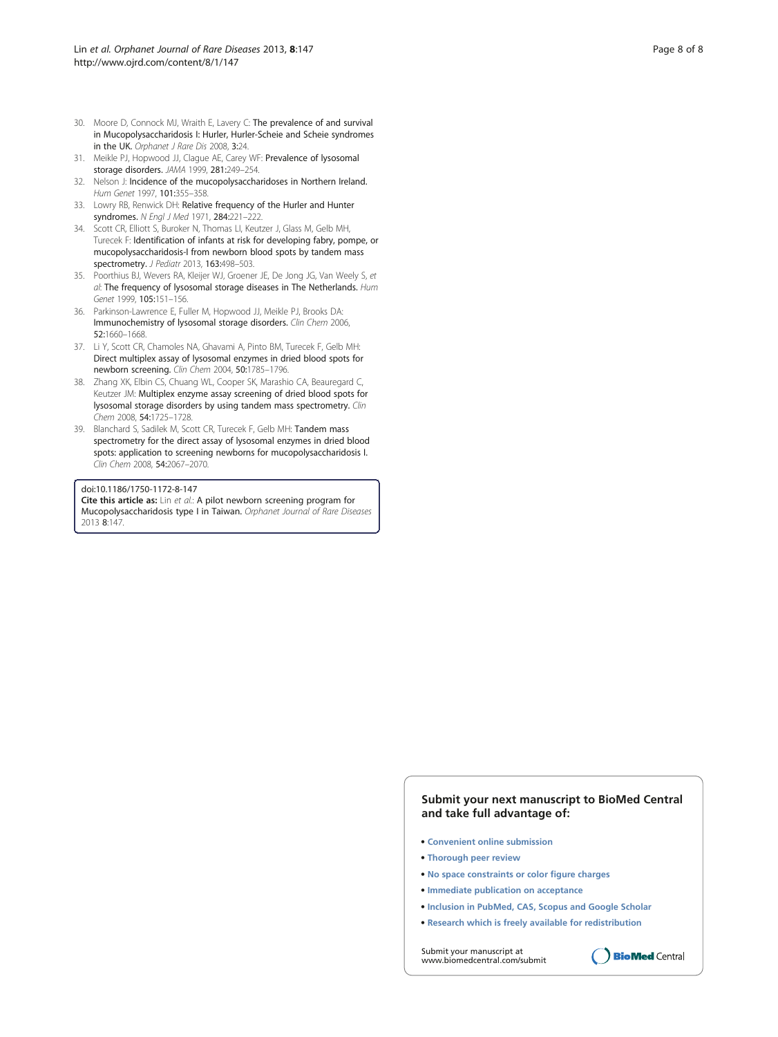30. Moore D, Connock MJ, Wraith E, Lavery C: **The prevalence of and survival in Mucopolysaccharidosis I: Hurler, Hurler-Scheie and Scheie syndromes in the UK.** *Orphanet J Rare Dis* 2008, **3**:24.
31. Meikle PJ, Hopwood JJ, Clague AE, Carey WF: **Prevalence of lysosomal storage disorders.** *JAMA* 1999, **281**:249–254.
32. Nelson J: **Incidence of the mucopolysaccharidoses in Northern Ireland.** *Hum Genet* 1997, **101**:355–358.
33. Lowry RB, Renwick DH: **Relative frequency of the Hurler and Hunter syndromes.** *N Engl J Med* 1971, **284**:221–222.
34. Scott CR, Elliott S, Buroker N, Thomas LI, Keutzer J, Glass M, Gelb MH, Turecek F: **Identification of infants at risk for developing fabry, pompe, or mucopolysaccharidosis-I from newborn blood spots by tandem mass spectrometry.** *J Pediatr* 2013, **163**:498–503.
35. Poorthius BJ, Wevers RA, Kleijer WJ, Groener JE, De Jong JG, Van Weely S, *et al*: **The frequency of lysosomal storage diseases in The Netherlands.** *Hum Genet* 1999, **105**:151–156.
36. Parkinson-Lawrence E, Fuller M, Hopwood JJ, Meikle PJ, Brooks DA: **Immunochemistry of lysosomal storage disorders.** *Clin Chem* 2006, **52**:1660–1668.
37. Li Y, Scott CR, Chamoles NA, Ghavami A, Pinto BM, Turecek F, Gelb MH: **Direct multiplex assay of lysosomal enzymes in dried blood spots for newborn screening.** *Clin Chem* 2004, **50**:1785–1796.
38. Zhang XK, Elbin CS, Chuang WL, Cooper SK, Marashio CA, Beauregard C, Keutzer JM: **Multiplex enzyme assay screening of dried blood spots for lysosomal storage disorders by using tandem mass spectrometry.** *Clin Chem* 2008, **54**:1725–1728.
39. Blanchard S, Sadilek M, Scott CR, Turecek F, Gelb MH: **Tandem mass spectrometry for the direct assay of lysosomal enzymes in dried blood spots: application to screening newborns for mucopolysaccharidosis I.** *Clin Chem* 2008, **54**:2067–2070.

doi:10.1186/1750-1172-8-147

**Cite this article as:** Lin *et al.*: A pilot newborn screening program for Mucopolysaccharidosis type I in Taiwan. *Orphanet Journal of Rare Diseases* 2013 **8**:147.